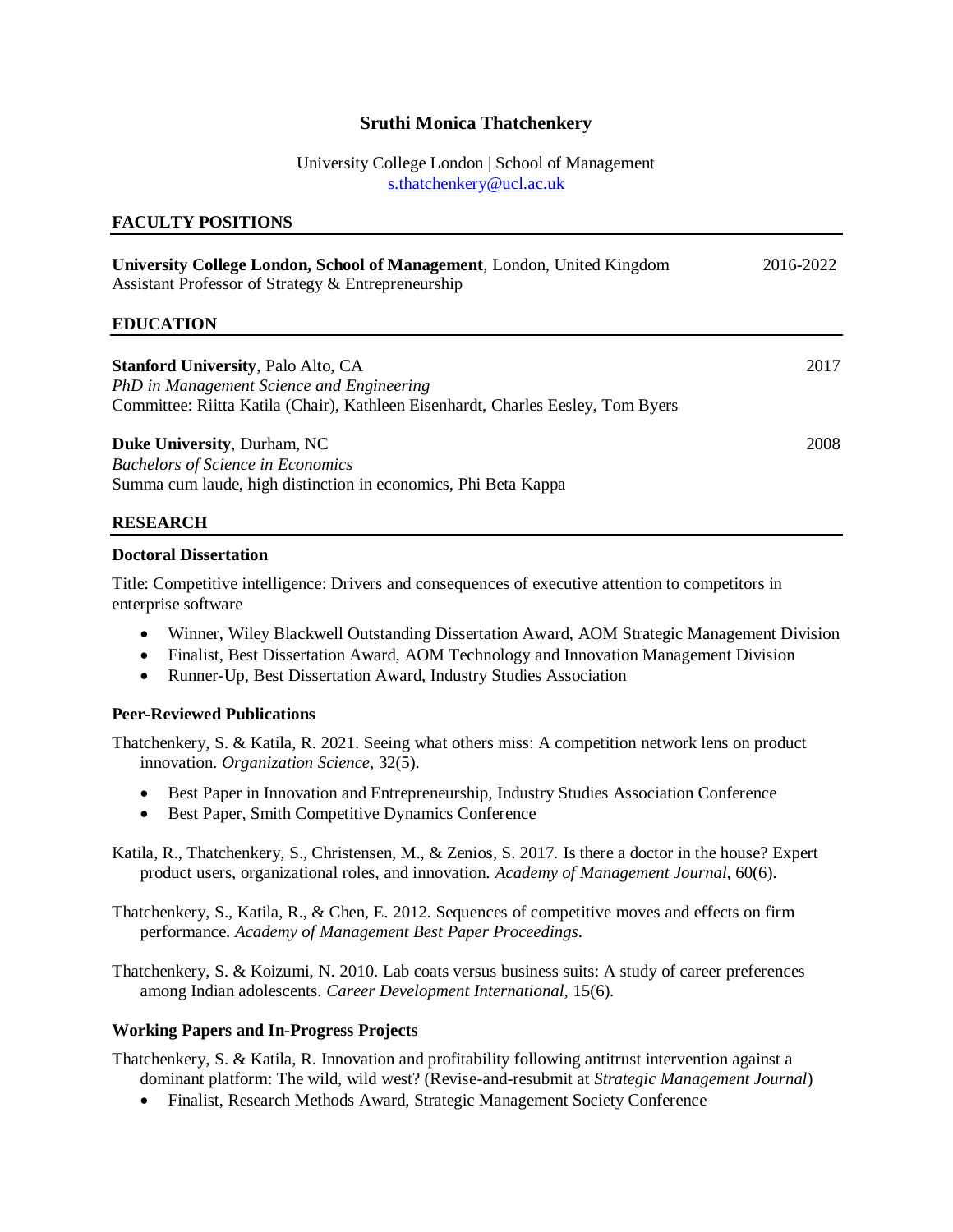# Sruthi Monica Thatchenkery

University College London | School of Management
s.thatchenkery@ucl.ac.uk

## FACULTY POSITIONS

**University College London, School of Management**, London, United Kingdom — 2016-2022
Assistant Professor of Strategy & Entrepreneurship

## EDUCATION

**Stanford University**, Palo Alto, CA — 2017
*PhD in Management Science and Engineering*
Committee: Riitta Katila (Chair), Kathleen Eisenhardt, Charles Eesley, Tom Byers

**Duke University**, Durham, NC — 2008
*Bachelors of Science in Economics*
Summa cum laude, high distinction in economics, Phi Beta Kappa

## RESEARCH

### Doctoral Dissertation

Title: Competitive intelligence: Drivers and consequences of executive attention to competitors in enterprise software

- Winner, Wiley Blackwell Outstanding Dissertation Award, AOM Strategic Management Division
- Finalist, Best Dissertation Award, AOM Technology and Innovation Management Division
- Runner-Up, Best Dissertation Award, Industry Studies Association

### Peer-Reviewed Publications

Thatchenkery, S. & Katila, R. 2021. Seeing what others miss: A competition network lens on product innovation. *Organization Science*, 32(5).

- Best Paper in Innovation and Entrepreneurship, Industry Studies Association Conference
- Best Paper, Smith Competitive Dynamics Conference

Katila, R., Thatchenkery, S., Christensen, M., & Zenios, S. 2017. Is there a doctor in the house? Expert product users, organizational roles, and innovation. *Academy of Management Journal*, 60(6).

Thatchenkery, S., Katila, R., & Chen, E. 2012. Sequences of competitive moves and effects on firm performance. *Academy of Management Best Paper Proceedings*.

Thatchenkery, S. & Koizumi, N. 2010. Lab coats versus business suits: A study of career preferences among Indian adolescents. *Career Development International*, 15(6).

### Working Papers and In-Progress Projects

Thatchenkery, S. & Katila, R. Innovation and profitability following antitrust intervention against a dominant platform: The wild, wild west? (Revise-and-resubmit at *Strategic Management Journal*)

- Finalist, Research Methods Award, Strategic Management Society Conference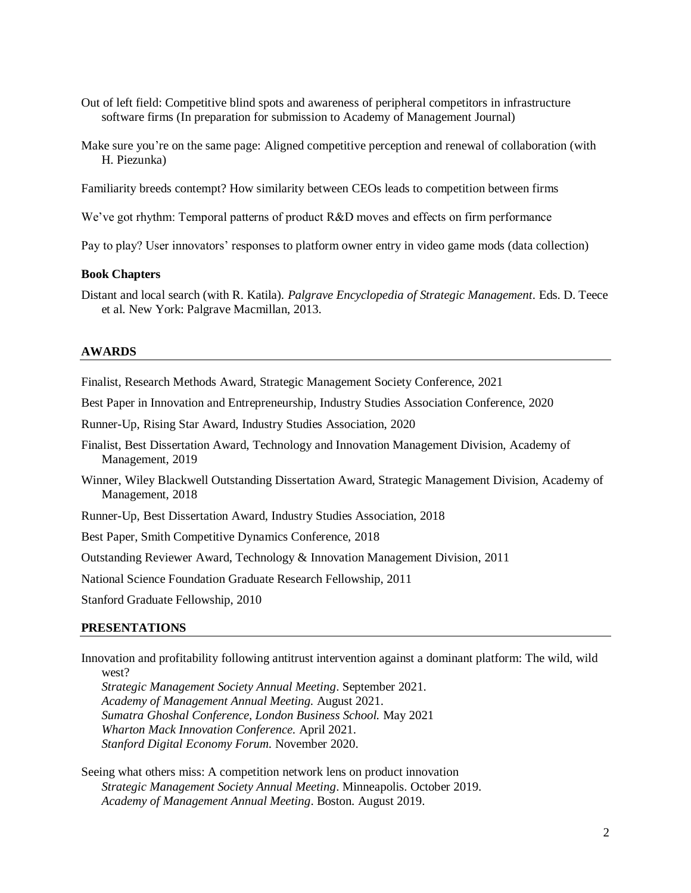Out of left field: Competitive blind spots and awareness of peripheral competitors in infrastructure software firms (In preparation for submission to Academy of Management Journal)

Make sure you're on the same page: Aligned competitive perception and renewal of collaboration (with H. Piezunka)

Familiarity breeds contempt? How similarity between CEOs leads to competition between firms

We've got rhythm: Temporal patterns of product R&D moves and effects on firm performance

Pay to play? User innovators' responses to platform owner entry in video game mods (data collection)

**Book Chapters**

Distant and local search (with R. Katila). *Palgrave Encyclopedia of Strategic Management*. Eds. D. Teece et al. New York: Palgrave Macmillan, 2013.

## AWARDS

Finalist, Research Methods Award, Strategic Management Society Conference, 2021

Best Paper in Innovation and Entrepreneurship, Industry Studies Association Conference, 2020

Runner-Up, Rising Star Award, Industry Studies Association, 2020

Finalist, Best Dissertation Award, Technology and Innovation Management Division, Academy of Management, 2019

Winner, Wiley Blackwell Outstanding Dissertation Award, Strategic Management Division, Academy of Management, 2018

Runner-Up, Best Dissertation Award, Industry Studies Association, 2018

Best Paper, Smith Competitive Dynamics Conference, 2018

Outstanding Reviewer Award, Technology & Innovation Management Division, 2011

National Science Foundation Graduate Research Fellowship, 2011

Stanford Graduate Fellowship, 2010

## PRESENTATIONS

Innovation and profitability following antitrust intervention against a dominant platform: The wild, wild west?
*Strategic Management Society Annual Meeting*. September 2021.
*Academy of Management Annual Meeting.* August 2021.
*Sumatra Ghoshal Conference, London Business School.* May 2021
*Wharton Mack Innovation Conference.* April 2021.
*Stanford Digital Economy Forum.* November 2020.

Seeing what others miss: A competition network lens on product innovation
*Strategic Management Society Annual Meeting*. Minneapolis. October 2019.
*Academy of Management Annual Meeting*. Boston. August 2019.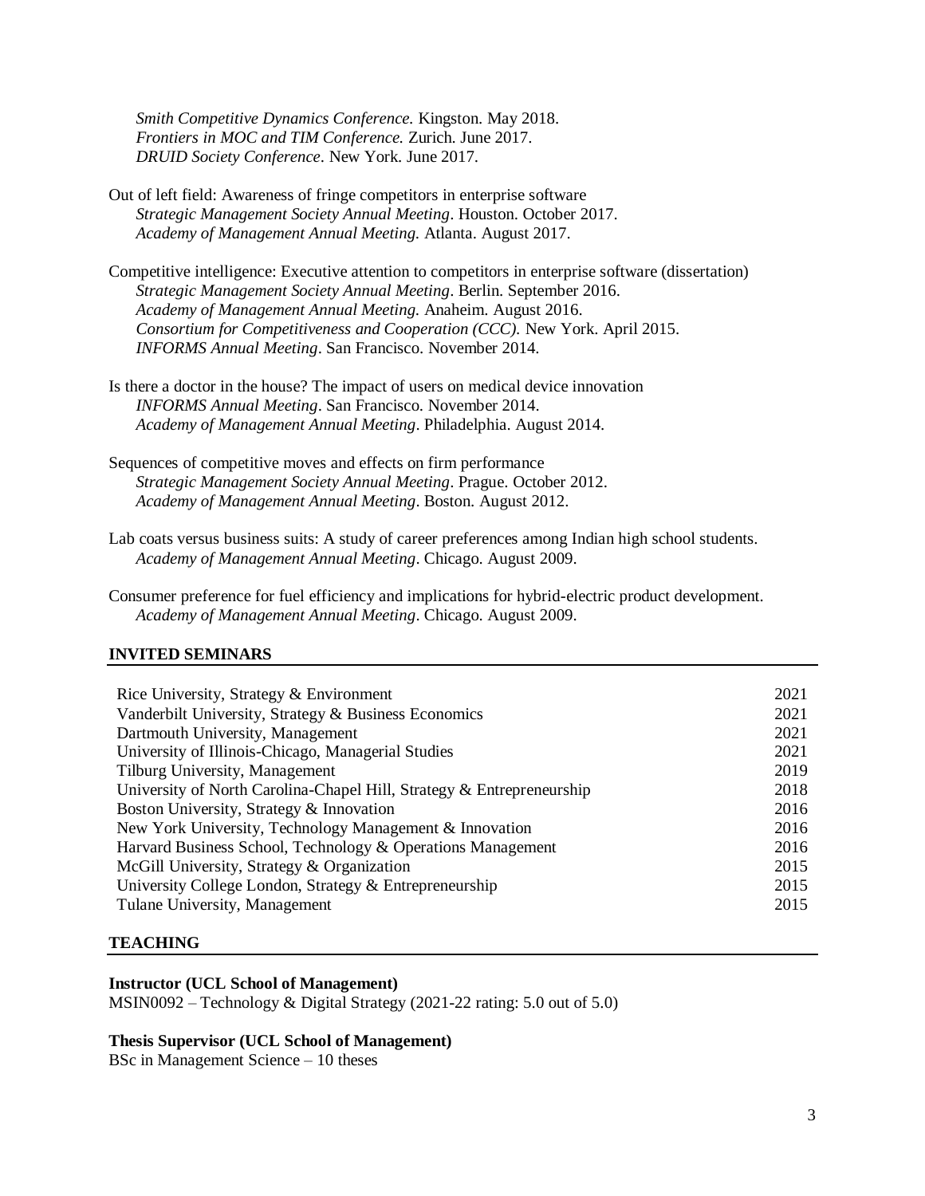*Smith Competitive Dynamics Conference.* Kingston. May 2018.
*Frontiers in MOC and TIM Conference.* Zurich. June 2017.
*DRUID Society Conference*. New York. June 2017.

Out of left field: Awareness of fringe competitors in enterprise software
*Strategic Management Society Annual Meeting*. Houston. October 2017.
*Academy of Management Annual Meeting.* Atlanta. August 2017.

Competitive intelligence: Executive attention to competitors in enterprise software (dissertation)
*Strategic Management Society Annual Meeting*. Berlin. September 2016.
*Academy of Management Annual Meeting.* Anaheim. August 2016.
*Consortium for Competitiveness and Cooperation (CCC).* New York. April 2015.
*INFORMS Annual Meeting*. San Francisco. November 2014.

Is there a doctor in the house? The impact of users on medical device innovation
*INFORMS Annual Meeting*. San Francisco. November 2014.
*Academy of Management Annual Meeting*. Philadelphia. August 2014.

Sequences of competitive moves and effects on firm performance
*Strategic Management Society Annual Meeting*. Prague. October 2012.
*Academy of Management Annual Meeting*. Boston. August 2012.

Lab coats versus business suits: A study of career preferences among Indian high school students.
*Academy of Management Annual Meeting*. Chicago. August 2009.

Consumer preference for fuel efficiency and implications for hybrid-electric product development.
*Academy of Management Annual Meeting*. Chicago. August 2009.

## INVITED SEMINARS

| | |
|---|---|
| Rice University, Strategy & Environment | 2021 |
| Vanderbilt University, Strategy & Business Economics | 2021 |
| Dartmouth University, Management | 2021 |
| University of Illinois-Chicago, Managerial Studies | 2021 |
| Tilburg University, Management | 2019 |
| University of North Carolina-Chapel Hill, Strategy & Entrepreneurship | 2018 |
| Boston University, Strategy & Innovation | 2016 |
| New York University, Technology Management & Innovation | 2016 |
| Harvard Business School, Technology & Operations Management | 2016 |
| McGill University, Strategy & Organization | 2015 |
| University College London, Strategy & Entrepreneurship | 2015 |
| Tulane University, Management | 2015 |

## TEACHING

**Instructor (UCL School of Management)**
MSIN0092 – Technology & Digital Strategy (2021-22 rating: 5.0 out of 5.0)

**Thesis Supervisor (UCL School of Management)**
BSc in Management Science – 10 theses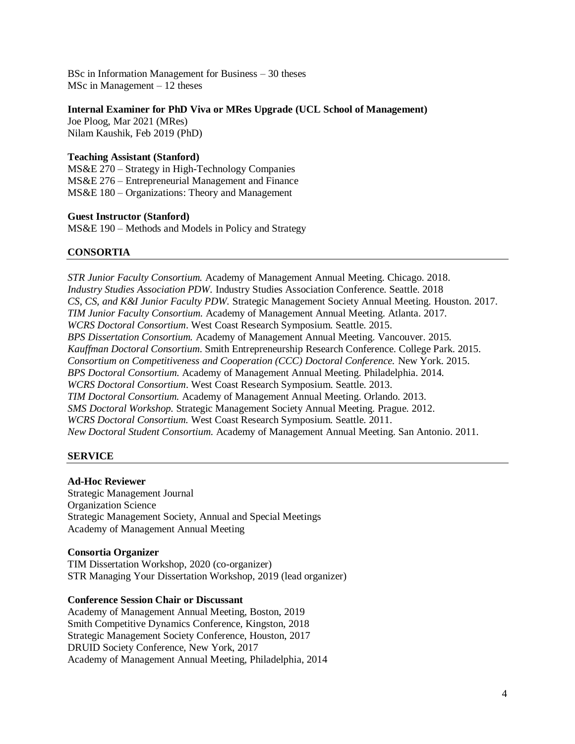BSc in Information Management for Business – 30 theses
MSc in Management – 12 theses

**Internal Examiner for PhD Viva or MRes Upgrade (UCL School of Management)**
Joe Ploog, Mar 2021 (MRes)
Nilam Kaushik, Feb 2019 (PhD)

**Teaching Assistant (Stanford)**
MS&E 270 – Strategy in High-Technology Companies
MS&E 276 – Entrepreneurial Management and Finance
MS&E 180 – Organizations: Theory and Management

**Guest Instructor (Stanford)**
MS&E 190 – Methods and Models in Policy and Strategy

## CONSORTIA

*STR Junior Faculty Consortium.* Academy of Management Annual Meeting. Chicago. 2018.
*Industry Studies Association PDW.* Industry Studies Association Conference. Seattle. 2018
*CS, CS, and K&I Junior Faculty PDW.* Strategic Management Society Annual Meeting. Houston. 2017.
*TIM Junior Faculty Consortium.* Academy of Management Annual Meeting. Atlanta. 2017.
*WCRS Doctoral Consortium*. West Coast Research Symposium. Seattle. 2015.
*BPS Dissertation Consortium.* Academy of Management Annual Meeting. Vancouver. 2015.
*Kauffman Doctoral Consortium.* Smith Entrepreneurship Research Conference. College Park. 2015.
*Consortium on Competitiveness and Cooperation (CCC) Doctoral Conference.* New York. 2015.
*BPS Doctoral Consortium.* Academy of Management Annual Meeting. Philadelphia. 2014.
*WCRS Doctoral Consortium*. West Coast Research Symposium. Seattle. 2013.
*TIM Doctoral Consortium.* Academy of Management Annual Meeting. Orlando. 2013.
*SMS Doctoral Workshop.* Strategic Management Society Annual Meeting. Prague. 2012.
*WCRS Doctoral Consortium.* West Coast Research Symposium. Seattle. 2011.
*New Doctoral Student Consortium.* Academy of Management Annual Meeting. San Antonio. 2011.

## SERVICE

**Ad-Hoc Reviewer**
Strategic Management Journal
Organization Science
Strategic Management Society, Annual and Special Meetings
Academy of Management Annual Meeting

**Consortia Organizer**
TIM Dissertation Workshop, 2020 (co-organizer)
STR Managing Your Dissertation Workshop, 2019 (lead organizer)

**Conference Session Chair or Discussant**
Academy of Management Annual Meeting, Boston, 2019
Smith Competitive Dynamics Conference, Kingston, 2018
Strategic Management Society Conference, Houston, 2017
DRUID Society Conference, New York, 2017
Academy of Management Annual Meeting, Philadelphia, 2014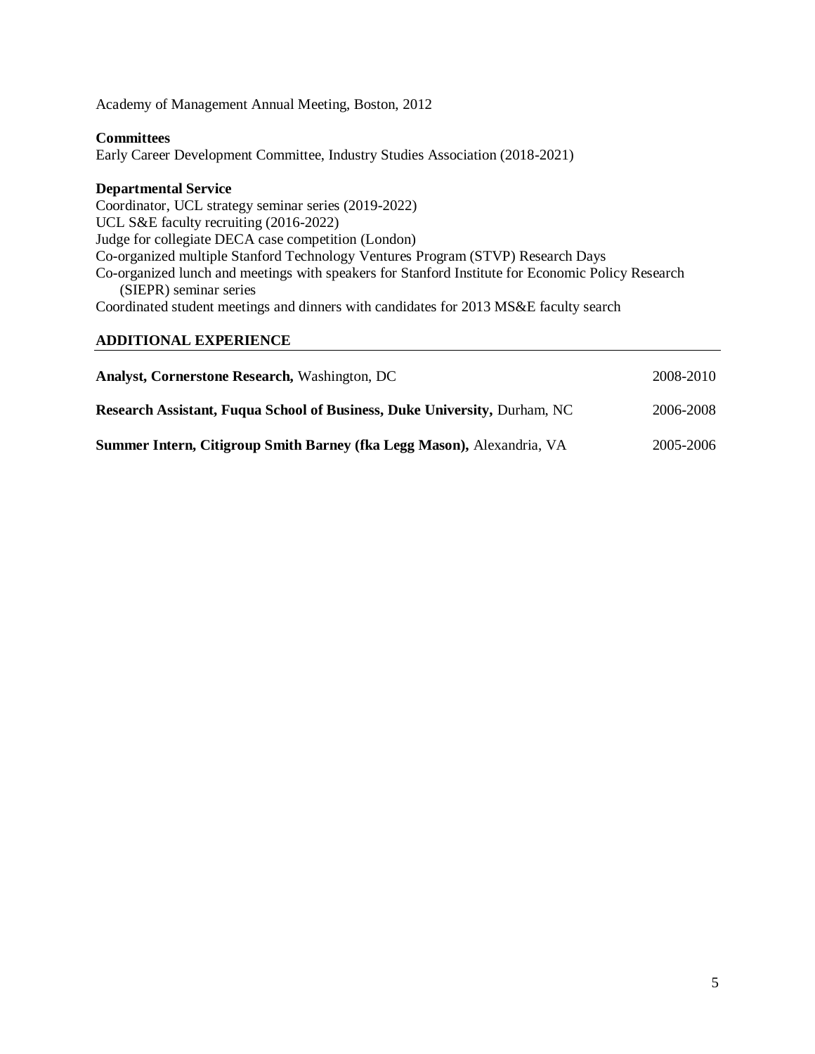Academy of Management Annual Meeting, Boston, 2012

**Committees**

Early Career Development Committee, Industry Studies Association (2018-2021)

**Departmental Service**

Coordinator, UCL strategy seminar series (2019-2022)
UCL S&E faculty recruiting (2016-2022)
Judge for collegiate DECA case competition (London)
Co-organized multiple Stanford Technology Ventures Program (STVP) Research Days
Co-organized lunch and meetings with speakers for Stanford Institute for Economic Policy Research (SIEPR) seminar series
Coordinated student meetings and dinners with candidates for 2013 MS&E faculty search

## ADDITIONAL EXPERIENCE

**Analyst, Cornerstone Research,** Washington, DC — 2008-2010

**Research Assistant, Fuqua School of Business, Duke University,** Durham, NC — 2006-2008

**Summer Intern, Citigroup Smith Barney (fka Legg Mason),** Alexandria, VA — 2005-2006